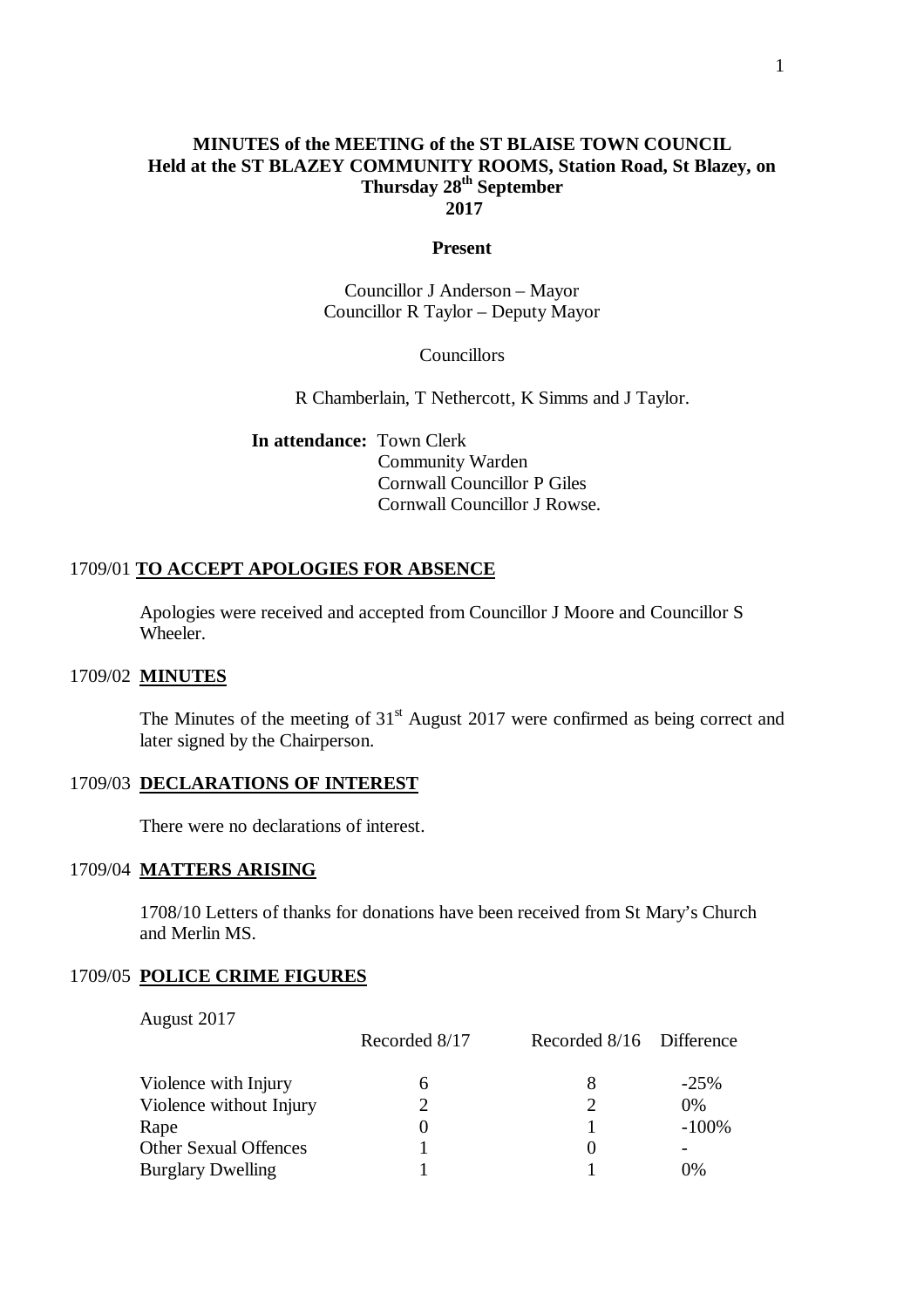# MINUTES of the MEETING of the ST BLAISE TOWN COUNCIL Held at the ST BLAZEY COMMUNITY ROOMS, Station Road, St Blazey, on Thursday 28th September 2017

**Present**

Councillor J Anderson – Mayor
Councillor R Taylor – Deputy Mayor

Councillors

R Chamberlain, T Nethercott, K Simms and J Taylor.

**In attendance:** Town Clerk
Community Warden
Cornwall Councillor P Giles
Cornwall Councillor J Rowse.

## 1709/01 TO ACCEPT APOLOGIES FOR ABSENCE

Apologies were received and accepted from Councillor J Moore and Councillor S Wheeler.

## 1709/02 MINUTES

The Minutes of the meeting of 31st August 2017 were confirmed as being correct and later signed by the Chairperson.

## 1709/03 DECLARATIONS OF INTEREST

There were no declarations of interest.

## 1709/04 MATTERS ARISING

1708/10 Letters of thanks for donations have been received from St Mary's Church and Merlin MS.

## 1709/05 POLICE CRIME FIGURES

August 2017

| | Recorded 8/17 | Recorded 8/16 | Difference |
|---|---|---|---|
| Violence with Injury | 6 | 8 | -25% |
| Violence without Injury | 2 | 2 | 0% |
| Rape | 0 | 1 | -100% |
| Other Sexual Offences | 1 | 0 | - |
| Burglary Dwelling | 1 | 1 | 0% |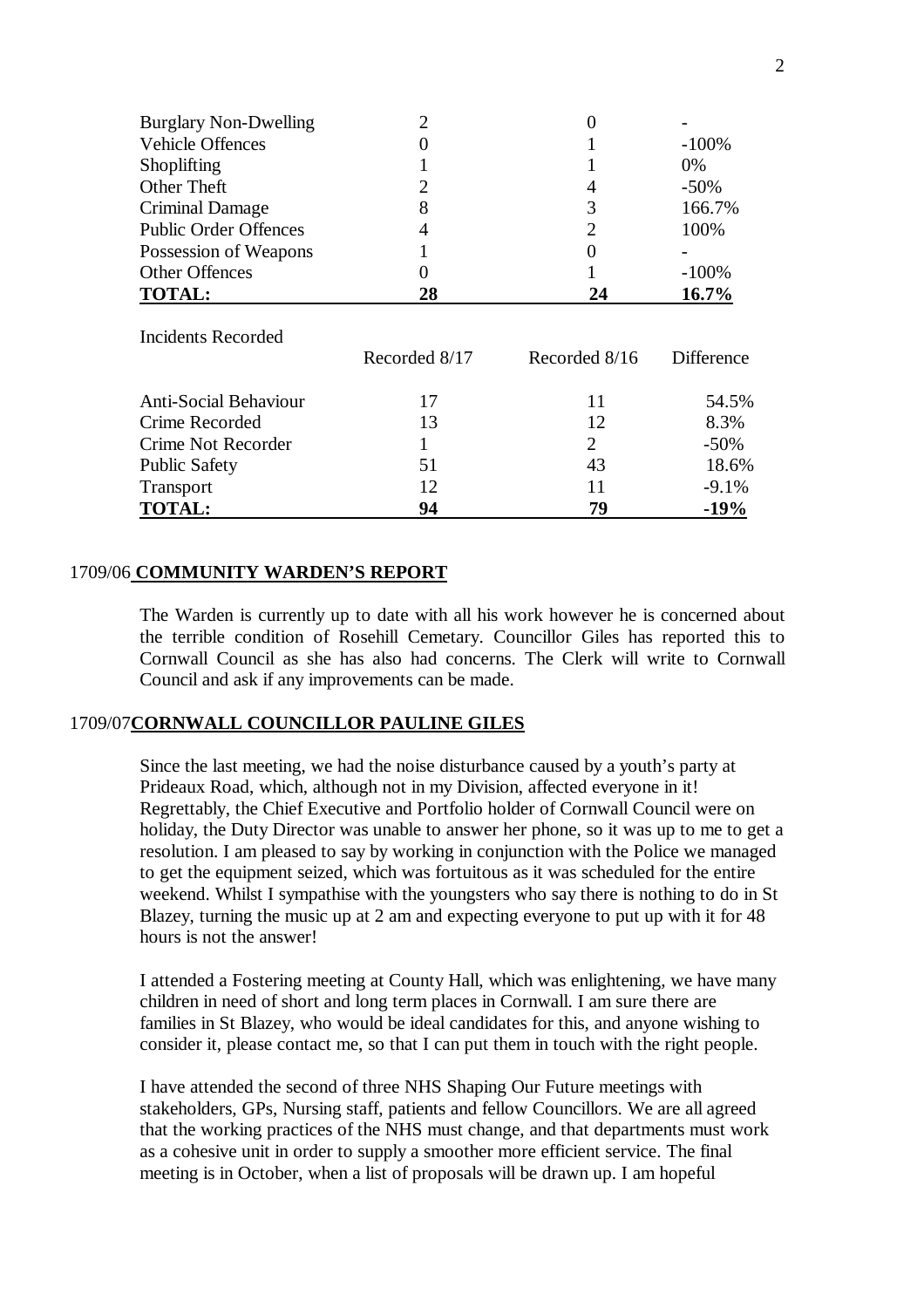| | | | |
|---|---|---|---|
| Burglary Non-Dwelling | 2 | 0 | - |
| Vehicle Offences | 0 | 1 | -100% |
| Shoplifting | 1 | 1 | 0% |
| Other Theft | 2 | 4 | -50% |
| Criminal Damage | 8 | 3 | 166.7% |
| Public Order Offences | 4 | 2 | 100% |
| Possession of Weapons | 1 | 0 | - |
| Other Offences | 0 | 1 | -100% |
| **TOTAL:** | **28** | **24** | **16.7%** |

Incidents Recorded

| | Recorded 8/17 | Recorded 8/16 | Difference |
|---|---|---|---|
| Anti-Social Behaviour | 17 | 11 | 54.5% |
| Crime Recorded | 13 | 12 | 8.3% |
| Crime Not Recorder | 1 | 2 | -50% |
| Public Safety | 51 | 43 | 18.6% |
| Transport | 12 | 11 | -9.1% |
| **TOTAL:** | **94** | **79** | **-19%** |

## 1709/06 COMMUNITY WARDEN'S REPORT

The Warden is currently up to date with all his work however he is concerned about the terrible condition of Rosehill Cemetary. Councillor Giles has reported this to Cornwall Council as she has also had concerns. The Clerk will write to Cornwall Council and ask if any improvements can be made.

## 1709/07 CORNWALL COUNCILLOR PAULINE GILES

Since the last meeting, we had the noise disturbance caused by a youth's party at Prideaux Road, which, although not in my Division, affected everyone in it! Regrettably, the Chief Executive and Portfolio holder of Cornwall Council were on holiday, the Duty Director was unable to answer her phone, so it was up to me to get a resolution. I am pleased to say by working in conjunction with the Police we managed to get the equipment seized, which was fortuitous as it was scheduled for the entire weekend. Whilst I sympathise with the youngsters who say there is nothing to do in St Blazey, turning the music up at 2 am and expecting everyone to put up with it for 48 hours is not the answer!

I attended a Fostering meeting at County Hall, which was enlightening, we have many children in need of short and long term places in Cornwall. I am sure there are families in St Blazey, who would be ideal candidates for this, and anyone wishing to consider it, please contact me, so that I can put them in touch with the right people.

I have attended the second of three NHS Shaping Our Future meetings with stakeholders, GPs, Nursing staff, patients and fellow Councillors. We are all agreed that the working practices of the NHS must change, and that departments must work as a cohesive unit in order to supply a smoother more efficient service. The final meeting is in October, when a list of proposals will be drawn up. I am hopeful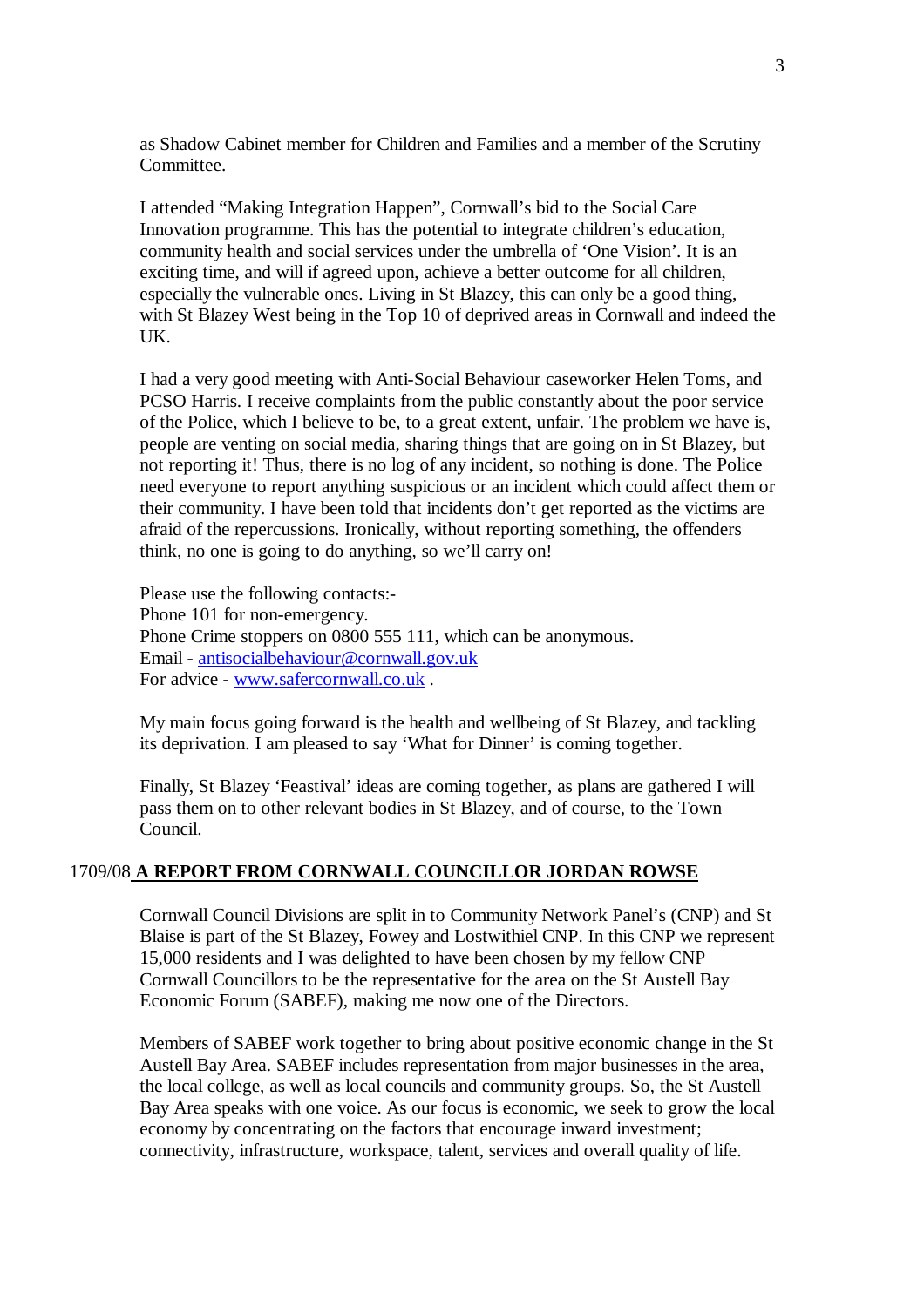as Shadow Cabinet member for Children and Families and a member of the Scrutiny Committee.

I attended "Making Integration Happen", Cornwall's bid to the Social Care Innovation programme. This has the potential to integrate children's education, community health and social services under the umbrella of 'One Vision'. It is an exciting time, and will if agreed upon, achieve a better outcome for all children, especially the vulnerable ones. Living in St Blazey, this can only be a good thing, with St Blazey West being in the Top 10 of deprived areas in Cornwall and indeed the UK.

I had a very good meeting with Anti-Social Behaviour caseworker Helen Toms, and PCSO Harris. I receive complaints from the public constantly about the poor service of the Police, which I believe to be, to a great extent, unfair. The problem we have is, people are venting on social media, sharing things that are going on in St Blazey, but not reporting it! Thus, there is no log of any incident, so nothing is done. The Police need everyone to report anything suspicious or an incident which could affect them or their community. I have been told that incidents don't get reported as the victims are afraid of the repercussions. Ironically, without reporting something, the offenders think, no one is going to do anything, so we'll carry on!

Please use the following contacts:-
Phone 101 for non-emergency.
Phone Crime stoppers on 0800 555 111, which can be anonymous.
Email - antisocialbehaviour@cornwall.gov.uk
For advice - www.safercornwall.co.uk .

My main focus going forward is the health and wellbeing of St Blazey, and tackling its deprivation. I am pleased to say 'What for Dinner' is coming together.

Finally, St Blazey 'Feastival' ideas are coming together, as plans are gathered I will pass them on to other relevant bodies in St Blazey, and of course, to the Town Council.

1709/08 **A REPORT FROM CORNWALL COUNCILLOR JORDAN ROWSE**

Cornwall Council Divisions are split in to Community Network Panel's (CNP) and St Blaise is part of the St Blazey, Fowey and Lostwithiel CNP. In this CNP we represent 15,000 residents and I was delighted to have been chosen by my fellow CNP Cornwall Councillors to be the representative for the area on the St Austell Bay Economic Forum (SABEF), making me now one of the Directors.

Members of SABEF work together to bring about positive economic change in the St Austell Bay Area. SABEF includes representation from major businesses in the area, the local college, as well as local councils and community groups. So, the St Austell Bay Area speaks with one voice. As our focus is economic, we seek to grow the local economy by concentrating on the factors that encourage inward investment; connectivity, infrastructure, workspace, talent, services and overall quality of life.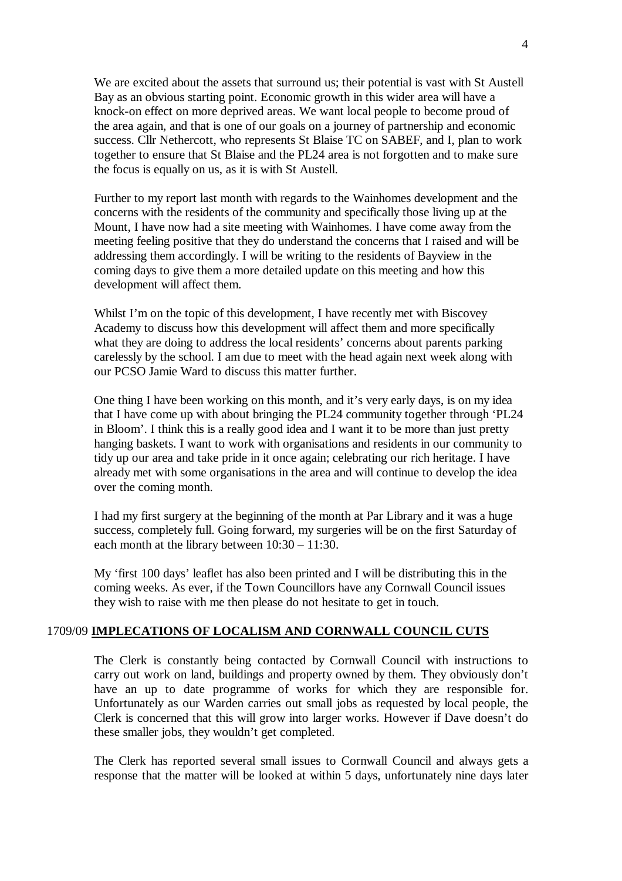We are excited about the assets that surround us; their potential is vast with St Austell Bay as an obvious starting point. Economic growth in this wider area will have a knock-on effect on more deprived areas. We want local people to become proud of the area again, and that is one of our goals on a journey of partnership and economic success. Cllr Nethercott, who represents St Blaise TC on SABEF, and I, plan to work together to ensure that St Blaise and the PL24 area is not forgotten and to make sure the focus is equally on us, as it is with St Austell.

Further to my report last month with regards to the Wainhomes development and the concerns with the residents of the community and specifically those living up at the Mount, I have now had a site meeting with Wainhomes. I have come away from the meeting feeling positive that they do understand the concerns that I raised and will be addressing them accordingly. I will be writing to the residents of Bayview in the coming days to give them a more detailed update on this meeting and how this development will affect them.

Whilst I'm on the topic of this development, I have recently met with Biscovey Academy to discuss how this development will affect them and more specifically what they are doing to address the local residents' concerns about parents parking carelessly by the school. I am due to meet with the head again next week along with our PCSO Jamie Ward to discuss this matter further.

One thing I have been working on this month, and it's very early days, is on my idea that I have come up with about bringing the PL24 community together through 'PL24 in Bloom'. I think this is a really good idea and I want it to be more than just pretty hanging baskets. I want to work with organisations and residents in our community to tidy up our area and take pride in it once again; celebrating our rich heritage. I have already met with some organisations in the area and will continue to develop the idea over the coming month.

I had my first surgery at the beginning of the month at Par Library and it was a huge success, completely full. Going forward, my surgeries will be on the first Saturday of each month at the library between 10:30 – 11:30.

My 'first 100 days' leaflet has also been printed and I will be distributing this in the coming weeks. As ever, if the Town Councillors have any Cornwall Council issues they wish to raise with me then please do not hesitate to get in touch.

## 1709/09 **IMPLECATIONS OF LOCALISM AND CORNWALL COUNCIL CUTS**

The Clerk is constantly being contacted by Cornwall Council with instructions to carry out work on land, buildings and property owned by them. They obviously don't have an up to date programme of works for which they are responsible for. Unfortunately as our Warden carries out small jobs as requested by local people, the Clerk is concerned that this will grow into larger works. However if Dave doesn't do these smaller jobs, they wouldn't get completed.

The Clerk has reported several small issues to Cornwall Council and always gets a response that the matter will be looked at within 5 days, unfortunately nine days later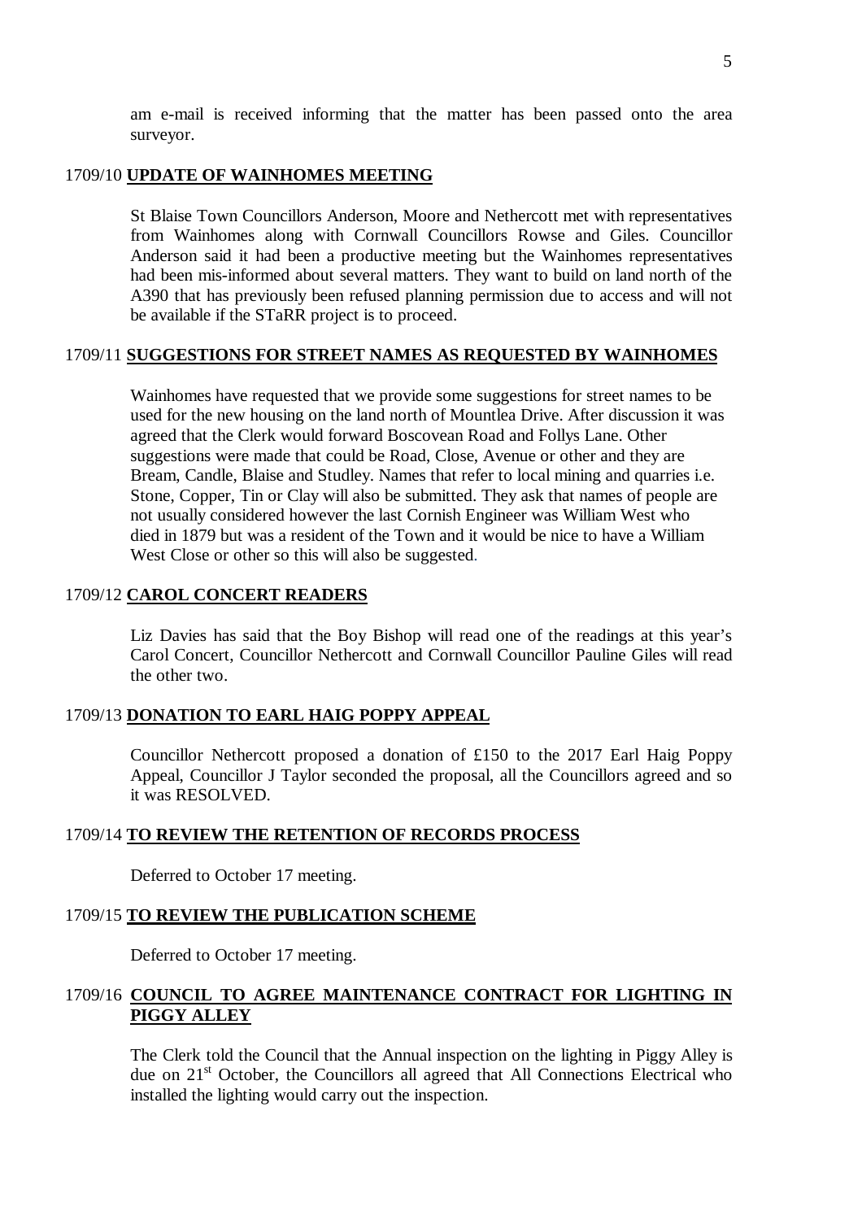am e-mail is received informing that the matter has been passed onto the area surveyor.

1709/10 **UPDATE OF WAINHOMES MEETING**

St Blaise Town Councillors Anderson, Moore and Nethercott met with representatives from Wainhomes along with Cornwall Councillors Rowse and Giles. Councillor Anderson said it had been a productive meeting but the Wainhomes representatives had been mis-informed about several matters. They want to build on land north of the A390 that has previously been refused planning permission due to access and will not be available if the STaRR project is to proceed.

1709/11 **SUGGESTIONS FOR STREET NAMES AS REQUESTED BY WAINHOMES**

Wainhomes have requested that we provide some suggestions for street names to be used for the new housing on the land north of Mountlea Drive. After discussion it was agreed that the Clerk would forward Boscovean Road and Follys Lane. Other suggestions were made that could be Road, Close, Avenue or other and they are Bream, Candle, Blaise and Studley. Names that refer to local mining and quarries i.e. Stone, Copper, Tin or Clay will also be submitted. They ask that names of people are not usually considered however the last Cornish Engineer was William West who died in 1879 but was a resident of the Town and it would be nice to have a William West Close or other so this will also be suggested.

1709/12 **CAROL CONCERT READERS**

Liz Davies has said that the Boy Bishop will read one of the readings at this year's Carol Concert, Councillor Nethercott and Cornwall Councillor Pauline Giles will read the other two.

1709/13 **DONATION TO EARL HAIG POPPY APPEAL**

Councillor Nethercott proposed a donation of £150 to the 2017 Earl Haig Poppy Appeal, Councillor J Taylor seconded the proposal, all the Councillors agreed and so it was RESOLVED.

1709/14 **TO REVIEW THE RETENTION OF RECORDS PROCESS**

Deferred to October 17 meeting.

1709/15 **TO REVIEW THE PUBLICATION SCHEME**

Deferred to October 17 meeting.

1709/16 **COUNCIL TO AGREE MAINTENANCE CONTRACT FOR LIGHTING IN PIGGY ALLEY**

The Clerk told the Council that the Annual inspection on the lighting in Piggy Alley is due on 21st October, the Councillors all agreed that All Connections Electrical who installed the lighting would carry out the inspection.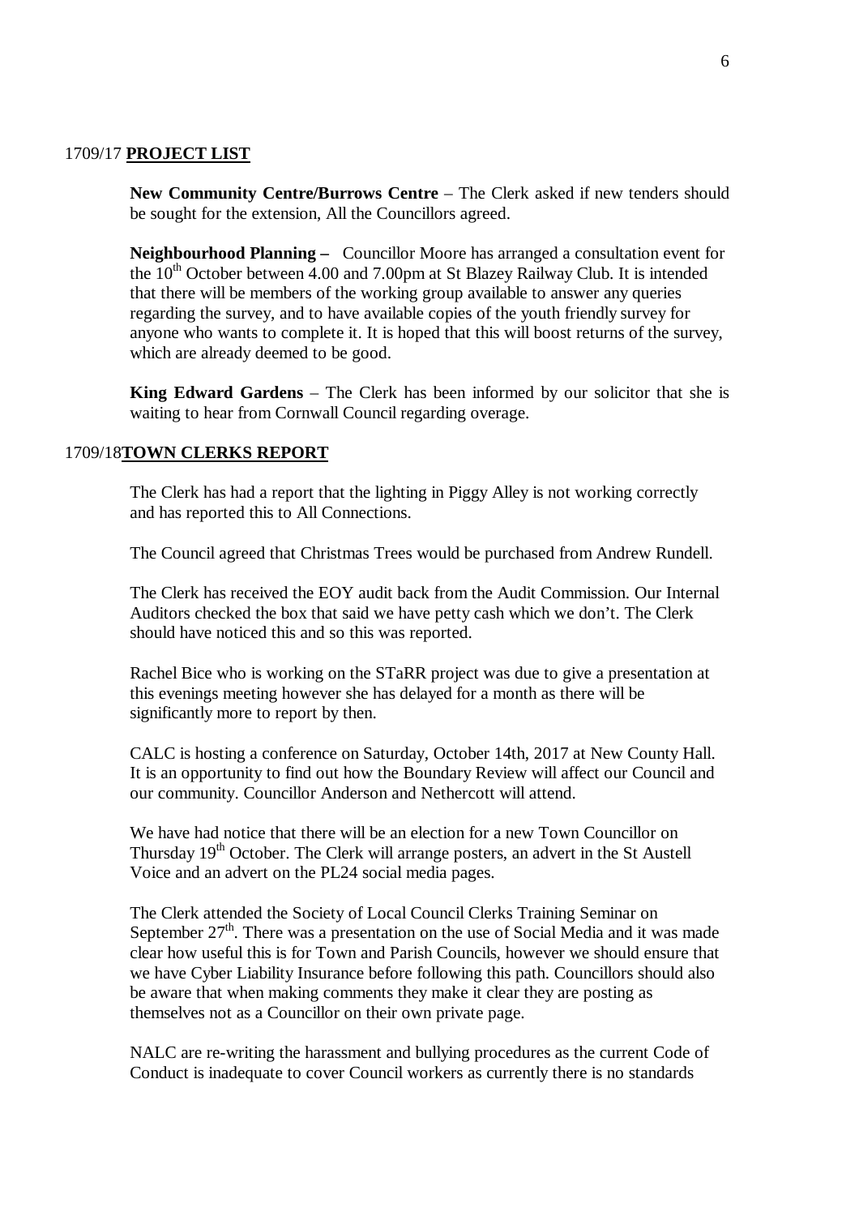1709/17 **PROJECT LIST**

**New Community Centre/Burrows Centre** – The Clerk asked if new tenders should be sought for the extension, All the Councillors agreed.

**Neighbourhood Planning –** Councillor Moore has arranged a consultation event for the 10th October between 4.00 and 7.00pm at St Blazey Railway Club. It is intended that there will be members of the working group available to answer any queries regarding the survey, and to have available copies of the youth friendly survey for anyone who wants to complete it. It is hoped that this will boost returns of the survey, which are already deemed to be good.

**King Edward Gardens** – The Clerk has been informed by our solicitor that she is waiting to hear from Cornwall Council regarding overage.

1709/18 **TOWN CLERKS REPORT**

The Clerk has had a report that the lighting in Piggy Alley is not working correctly and has reported this to All Connections.

The Council agreed that Christmas Trees would be purchased from Andrew Rundell.

The Clerk has received the EOY audit back from the Audit Commission. Our Internal Auditors checked the box that said we have petty cash which we don't. The Clerk should have noticed this and so this was reported.

Rachel Bice who is working on the STaRR project was due to give a presentation at this evenings meeting however she has delayed for a month as there will be significantly more to report by then.

CALC is hosting a conference on Saturday, October 14th, 2017 at New County Hall. It is an opportunity to find out how the Boundary Review will affect our Council and our community. Councillor Anderson and Nethercott will attend.

We have had notice that there will be an election for a new Town Councillor on Thursday 19th October. The Clerk will arrange posters, an advert in the St Austell Voice and an advert on the PL24 social media pages.

The Clerk attended the Society of Local Council Clerks Training Seminar on September 27th. There was a presentation on the use of Social Media and it was made clear how useful this is for Town and Parish Councils, however we should ensure that we have Cyber Liability Insurance before following this path. Councillors should also be aware that when making comments they make it clear they are posting as themselves not as a Councillor on their own private page.

NALC are re-writing the harassment and bullying procedures as the current Code of Conduct is inadequate to cover Council workers as currently there is no standards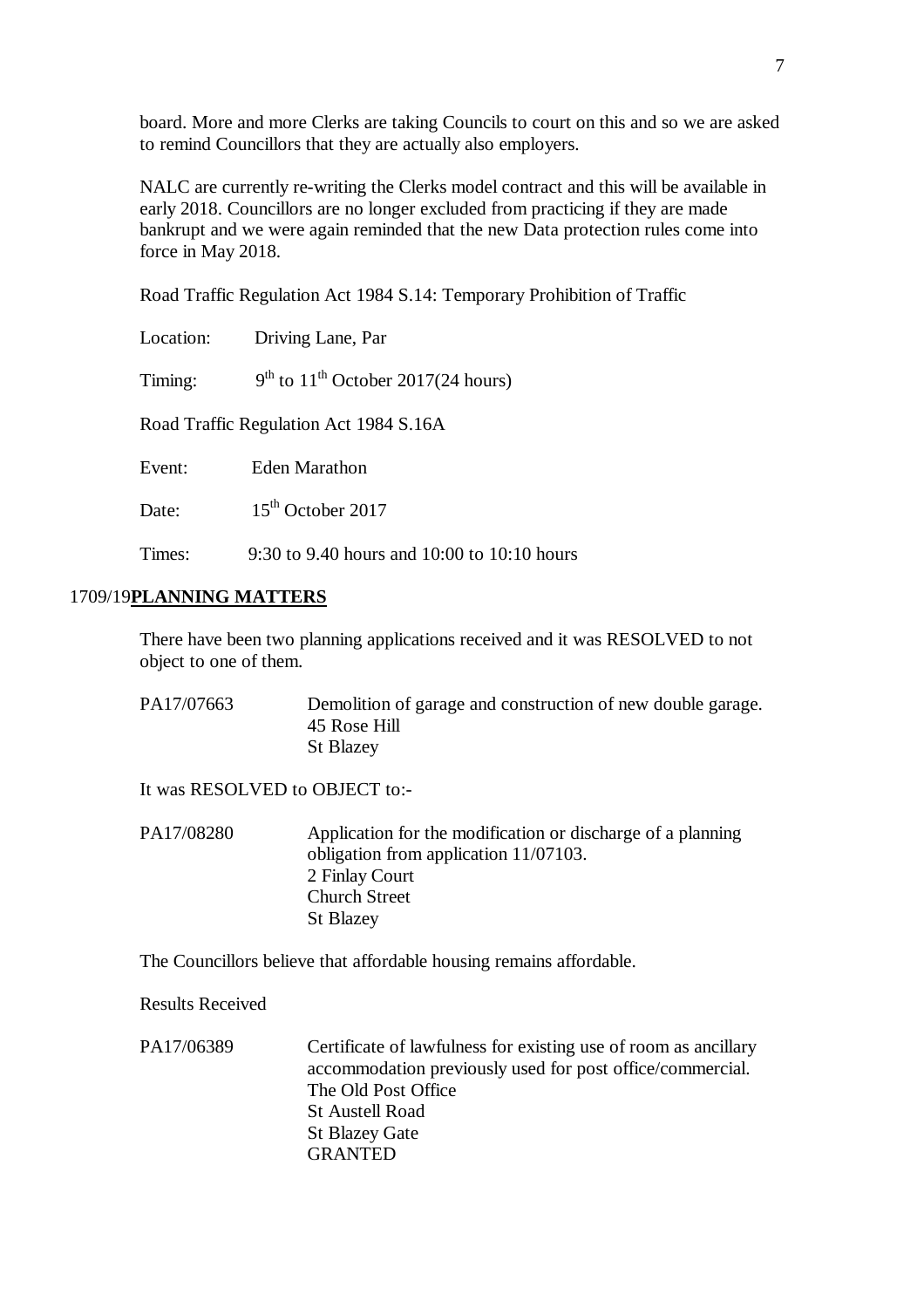board. More and more Clerks are taking Councils to court on this and so we are asked to remind Councillors that they are actually also employers.

NALC are currently re-writing the Clerks model contract and this will be available in early 2018. Councillors are no longer excluded from practicing if they are made bankrupt and we were again reminded that the new Data protection rules come into force in May 2018.

Road Traffic Regulation Act 1984 S.14: Temporary Prohibition of Traffic

Location: Driving Lane, Par

Timing: 9th to 11th October 2017(24 hours)

Road Traffic Regulation Act 1984 S.16A

Event: Eden Marathon

Date: 15th October 2017

Times: 9:30 to 9.40 hours and 10:00 to 10:10 hours

1709/19 **PLANNING MATTERS**

There have been two planning applications received and it was RESOLVED to not object to one of them.

PA17/07663 Demolition of garage and construction of new double garage.
45 Rose Hill
St Blazey

It was RESOLVED to OBJECT to:-

PA17/08280 Application for the modification or discharge of a planning obligation from application 11/07103.
2 Finlay Court
Church Street
St Blazey

The Councillors believe that affordable housing remains affordable.

Results Received

PA17/06389 Certificate of lawfulness for existing use of room as ancillary accommodation previously used for post office/commercial.
The Old Post Office
St Austell Road
St Blazey Gate
GRANTED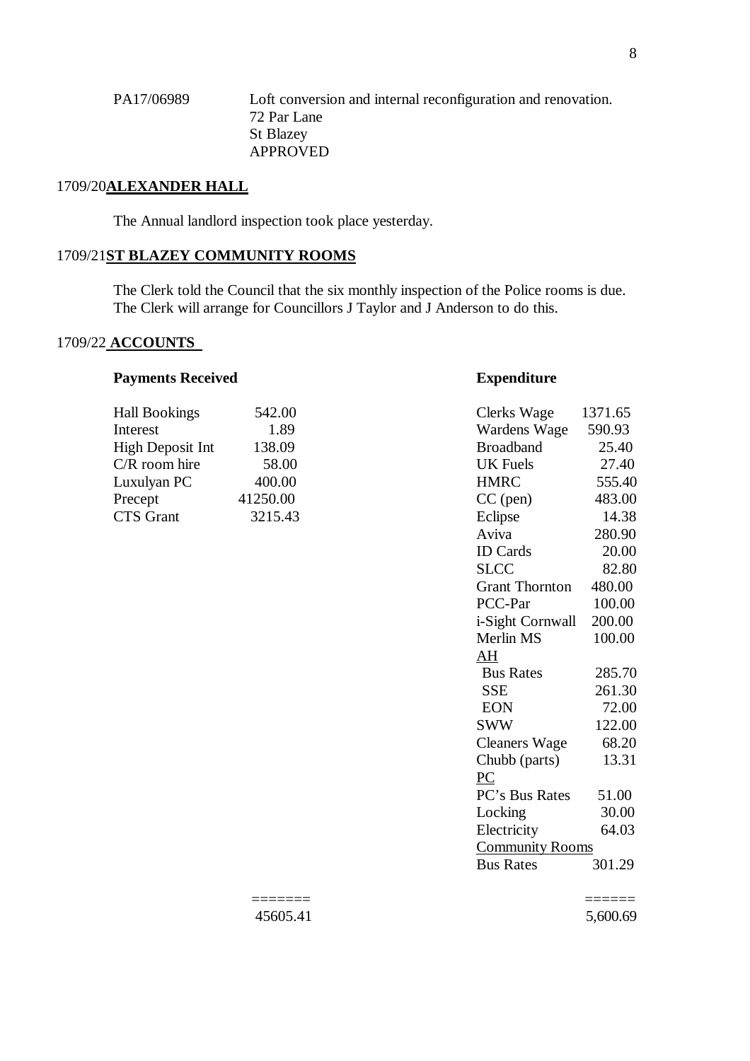PA17/06989 Loft conversion and internal reconfiguration and renovation.
72 Par Lane
St Blazey
APPROVED

## 1709/20 ALEXANDER HALL

The Annual landlord inspection took place yesterday.

## 1709/21 ST BLAZEY COMMUNITY ROOMS

The Clerk told the Council that the six monthly inspection of the Police rooms is due. The Clerk will arrange for Councillors J Taylor and J Anderson to do this.

## 1709/22 ACCOUNTS

**Payments Received**

| | |
|---|---|
| Hall Bookings | 542.00 |
| Interest | 1.89 |
| High Deposit Int | 138.09 |
| C/R room hire | 58.00 |
| Luxulyan PC | 400.00 |
| Precept | 41250.00 |
| CTS Grant | 3215.43 |
| | ======= |
| | 45605.41 |

**Expenditure**

| | |
|---|---|
| Clerks Wage | 1371.65 |
| Wardens Wage | 590.93 |
| Broadband | 25.40 |
| UK Fuels | 27.40 |
| HMRC | 555.40 |
| CC (pen) | 483.00 |
| Eclipse | 14.38 |
| Aviva | 280.90 |
| ID Cards | 20.00 |
| SLCC | 82.80 |
| Grant Thornton | 480.00 |
| PCC-Par | 100.00 |
| i-Sight Cornwall | 200.00 |
| Merlin MS | 100.00 |
| <u>AH</u> | |
| Bus Rates | 285.70 |
| SSE | 261.30 |
| EON | 72.00 |
| SWW | 122.00 |
| Cleaners Wage | 68.20 |
| Chubb (parts) | 13.31 |
| <u>PC</u> | |
| PC's Bus Rates | 51.00 |
| Locking | 30.00 |
| Electricity | 64.03 |
| <u>Community Rooms</u> | |
| Bus Rates | 301.29 |
| | ====== |
| | 5,600.69 |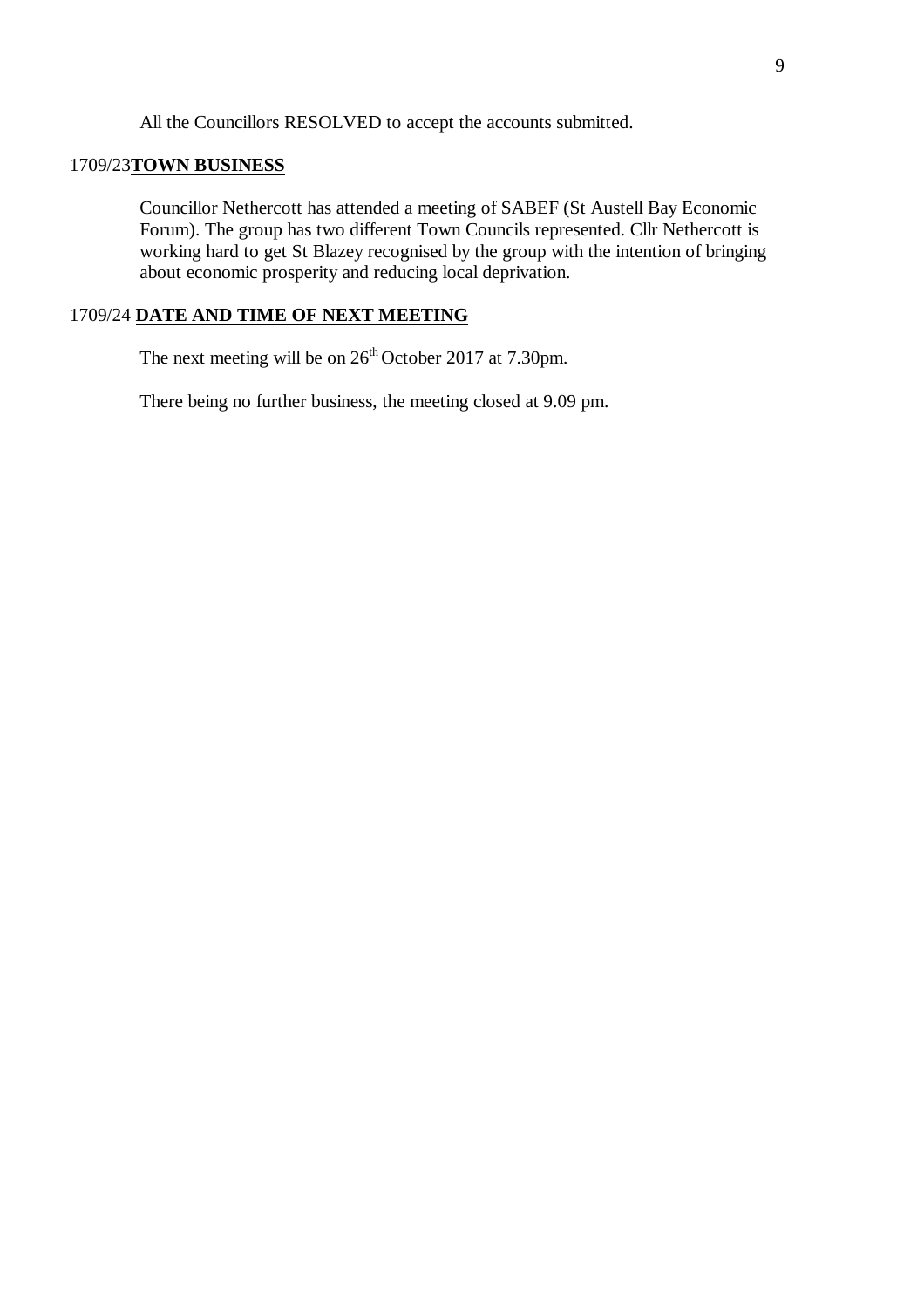All the Councillors RESOLVED to accept the accounts submitted.

1709/23 **TOWN BUSINESS**

Councillor Nethercott has attended a meeting of SABEF (St Austell Bay Economic Forum). The group has two different Town Councils represented. Cllr Nethercott is working hard to get St Blazey recognised by the group with the intention of bringing about economic prosperity and reducing local deprivation.

1709/24 **DATE AND TIME OF NEXT MEETING**

The next meeting will be on 26th October 2017 at 7.30pm.

There being no further business, the meeting closed at 9.09 pm.